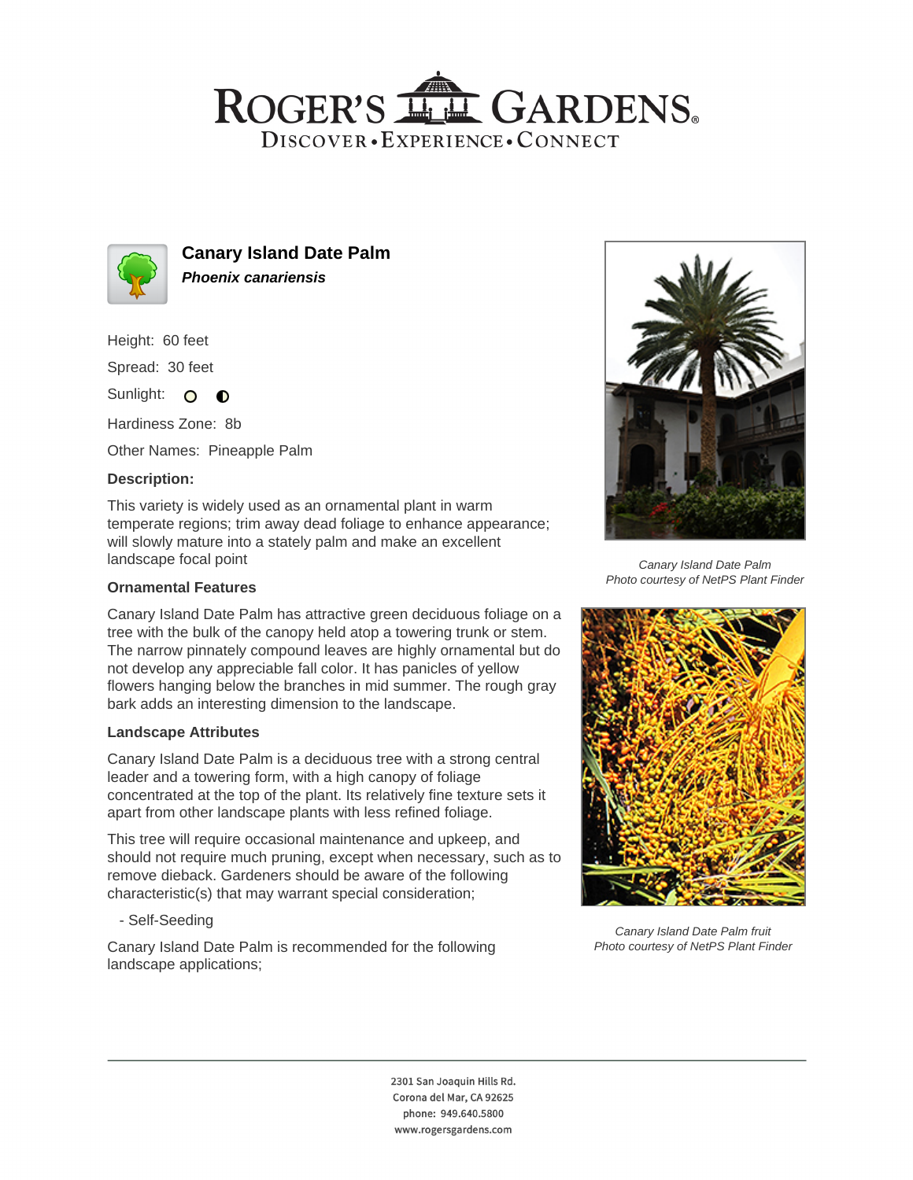# ROGER'S GARDENS

DISCOVER • EXPERIENCE • CONNECT

## Canary Island Date Palm

***Phoenix canariensis***

Height: 60 feet

Spread: 30 feet

Sunlight:

Hardiness Zone: 8b

Other Names: Pineapple Palm

### Description:

This variety is widely used as an ornamental plant in warm temperate regions; trim away dead foliage to enhance appearance; will slowly mature into a stately palm and make an excellent landscape focal point

### Ornamental Features

Canary Island Date Palm has attractive green deciduous foliage on a tree with the bulk of the canopy held atop a towering trunk or stem. The narrow pinnately compound leaves are highly ornamental but do not develop any appreciable fall color. It has panicles of yellow flowers hanging below the branches in mid summer. The rough gray bark adds an interesting dimension to the landscape.

### Landscape Attributes

Canary Island Date Palm is a deciduous tree with a strong central leader and a towering form, with a high canopy of foliage concentrated at the top of the plant. Its relatively fine texture sets it apart from other landscape plants with less refined foliage.

This tree will require occasional maintenance and upkeep, and should not require much pruning, except when necessary, such as to remove dieback. Gardeners should be aware of the following characteristic(s) that may warrant special consideration;

- Self-Seeding

Canary Island Date Palm is recommended for the following landscape applications;

*Canary Island Date Palm*
*Photo courtesy of NetPS Plant Finder*

*Canary Island Date Palm fruit*
*Photo courtesy of NetPS Plant Finder*

2301 San Joaquin Hills Rd.
Corona del Mar, CA 92625
phone: 949.640.5800
www.rogersgardens.com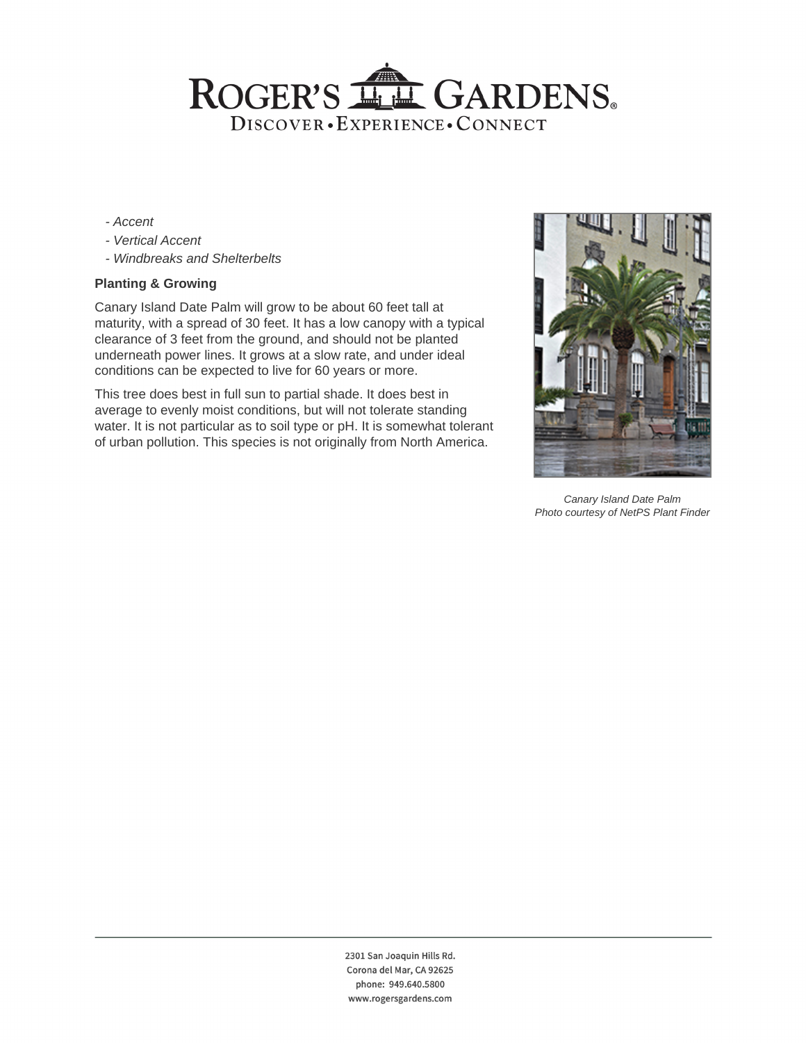- *Accent*
- *Vertical Accent*
- *Windbreaks and Shelterbelts*

**Planting & Growing**

Canary Island Date Palm will grow to be about 60 feet tall at maturity, with a spread of 30 feet. It has a low canopy with a typical clearance of 3 feet from the ground, and should not be planted underneath power lines. It grows at a slow rate, and under ideal conditions can be expected to live for 60 years or more.

This tree does best in full sun to partial shade. It does best in average to evenly moist conditions, but will not tolerate standing water. It is not particular as to soil type or pH. It is somewhat tolerant of urban pollution. This species is not originally from North America.

*Canary Island Date Palm*
*Photo courtesy of NetPS Plant Finder*